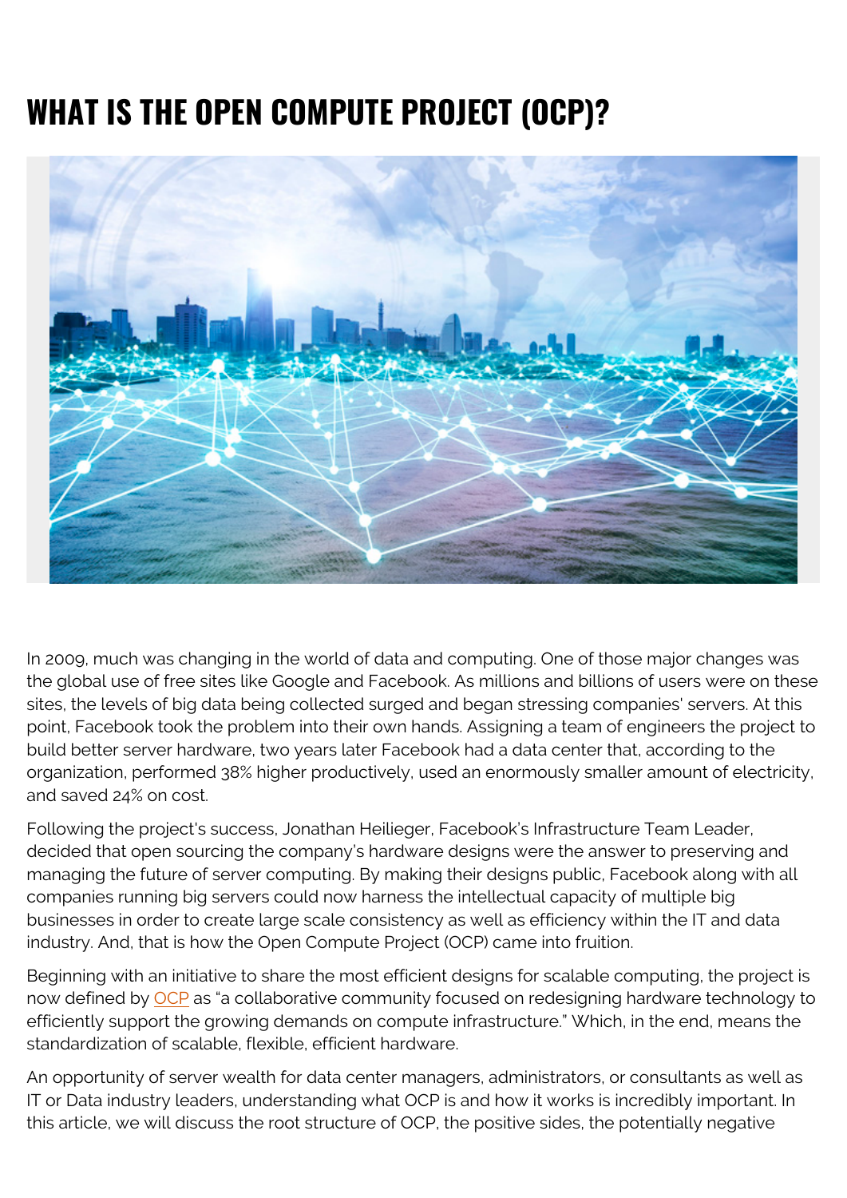# WHAT IS THE OPEN COMPUTE PROJECT (OCP)?

In 2009, much was changing in the world of data and computing. One of those major changes was the global use of free sites like Google and Facebook. As millions and billions of users were on these sites, the levels of big data being collected surged and began stressing companies' servers. At this point, Facebook took the problem into their own hands. Assigning a team of engineers the project to build better server hardware, two years later Facebook had a data center that, according to the organization, performed 38% higher productively, used an enormously smaller amount of electricity, and saved 24% on cost.

Following the project's success, Jonathan Heilieger, Facebook's Infrastructure Team Leader, decided that open sourcing the company's hardware designs were the answer to preserving and managing the future of server computing. By making their designs public, Facebook along with all companies running big servers could now harness the intellectual capacity of multiple big businesses in order to create large scale consistency as well as efficiency within the IT and data industry. And, that is how the Open Compute Project (OCP) came into fruition.

Beginning with an initiative to share the most efficient designs for scalable computing, the project is now defined by OCP as "a collaborative community focused on redesigning hardware technology to efficiently support the growing demands on compute infrastructure." Which, in the end, means the standardization of scalable, flexible, efficient hardware.

An opportunity of server wealth for data center managers, administrators, or consultants as well as IT or Data industry leaders, understanding what OCP is and how it works is incredibly important. In this article, we will discuss the root structure of OCP, the positive sides, the potentially negative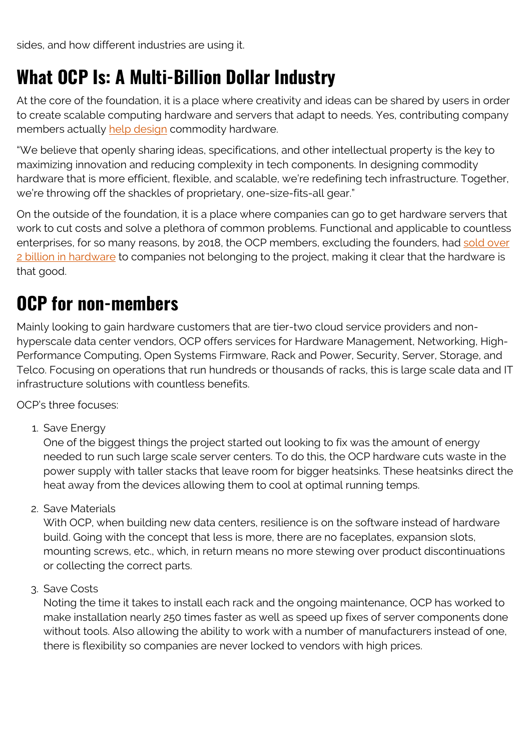sides, and how different industries are using it.

## What OCP Is: A Multi-Billion Dollar Industry

At the core of the foundation, it is a place where creativity and ideas can be shared by users in order to create scalable computing hardware and servers that adapt to needs. Yes, contributing company members actually help design commodity hardware.

"We believe that openly sharing ideas, specifications, and other intellectual property is the key to maximizing innovation and reducing complexity in tech components. In designing commodity hardware that is more efficient, flexible, and scalable, we're redefining tech infrastructure. Together, we're throwing off the shackles of proprietary, one-size-fits-all gear."

On the outside of the foundation, it is a place where companies can go to get hardware servers that work to cut costs and solve a plethora of common problems. Functional and applicable to countless enterprises, for so many reasons, by 2018, the OCP members, excluding the founders, had sold over 2 billion in hardware to companies not belonging to the project, making it clear that the hardware is that good.

## OCP for non-members

Mainly looking to gain hardware customers that are tier-two cloud service providers and non-hyperscale data center vendors, OCP offers services for Hardware Management, Networking, High-Performance Computing, Open Systems Firmware, Rack and Power, Security, Server, Storage, and Telco. Focusing on operations that run hundreds or thousands of racks, this is large scale data and IT infrastructure solutions with countless benefits.

OCP's three focuses:

1. Save Energy
   One of the biggest things the project started out looking to fix was the amount of energy needed to run such large scale server centers. To do this, the OCP hardware cuts waste in the power supply with taller stacks that leave room for bigger heatsinks. These heatsinks direct the heat away from the devices allowing them to cool at optimal running temps.
2. Save Materials
   With OCP, when building new data centers, resilience is on the software instead of hardware build. Going with the concept that less is more, there are no faceplates, expansion slots, mounting screws, etc., which, in return means no more stewing over product discontinuations or collecting the correct parts.
3. Save Costs
   Noting the time it takes to install each rack and the ongoing maintenance, OCP has worked to make installation nearly 250 times faster as well as speed up fixes of server components done without tools. Also allowing the ability to work with a number of manufacturers instead of one, there is flexibility so companies are never locked to vendors with high prices.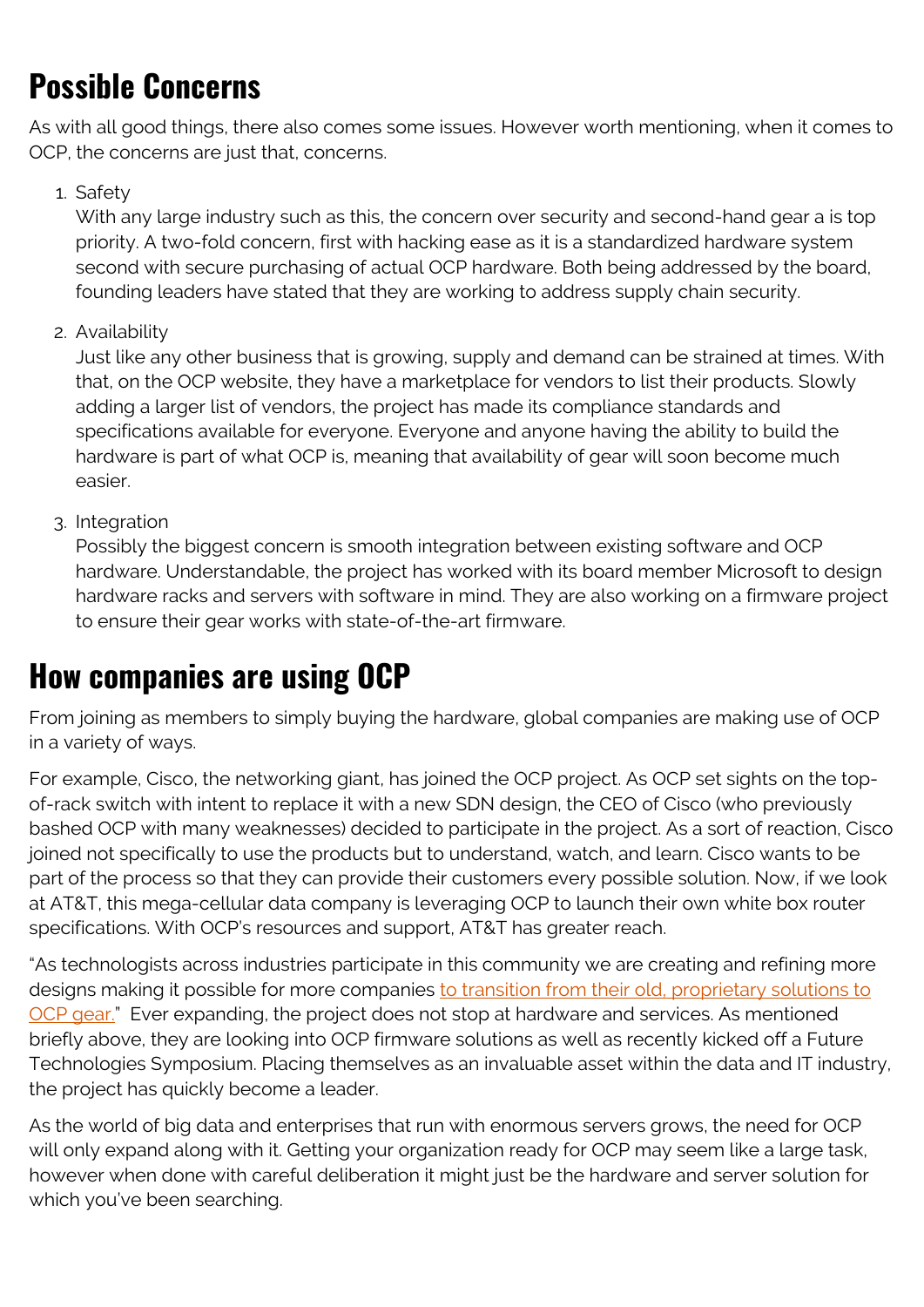## Possible Concerns

As with all good things, there also comes some issues. However worth mentioning, when it comes to OCP, the concerns are just that, concerns.

1. Safety
   With any large industry such as this, the concern over security and second-hand gear a is top priority. A two-fold concern, first with hacking ease as it is a standardized hardware system second with secure purchasing of actual OCP hardware. Both being addressed by the board, founding leaders have stated that they are working to address supply chain security.

2. Availability
   Just like any other business that is growing, supply and demand can be strained at times. With that, on the OCP website, they have a marketplace for vendors to list their products. Slowly adding a larger list of vendors, the project has made its compliance standards and specifications available for everyone. Everyone and anyone having the ability to build the hardware is part of what OCP is, meaning that availability of gear will soon become much easier.

3. Integration
   Possibly the biggest concern is smooth integration between existing software and OCP hardware. Understandable, the project has worked with its board member Microsoft to design hardware racks and servers with software in mind. They are also working on a firmware project to ensure their gear works with state-of-the-art firmware.

## How companies are using OCP

From joining as members to simply buying the hardware, global companies are making use of OCP in a variety of ways.

For example, Cisco, the networking giant, has joined the OCP project. As OCP set sights on the top-of-rack switch with intent to replace it with a new SDN design, the CEO of Cisco (who previously bashed OCP with many weaknesses) decided to participate in the project. As a sort of reaction, Cisco joined not specifically to use the products but to understand, watch, and learn. Cisco wants to be part of the process so that they can provide their customers every possible solution. Now, if we look at AT&T, this mega-cellular data company is leveraging OCP to launch their own white box router specifications. With OCP's resources and support, AT&T has greater reach.

"As technologists across industries participate in this community we are creating and refining more designs making it possible for more companies to transition from their old, proprietary solutions to OCP gear." Ever expanding, the project does not stop at hardware and services. As mentioned briefly above, they are looking into OCP firmware solutions as well as recently kicked off a Future Technologies Symposium. Placing themselves as an invaluable asset within the data and IT industry, the project has quickly become a leader.

As the world of big data and enterprises that run with enormous servers grows, the need for OCP will only expand along with it. Getting your organization ready for OCP may seem like a large task, however when done with careful deliberation it might just be the hardware and server solution for which you've been searching.